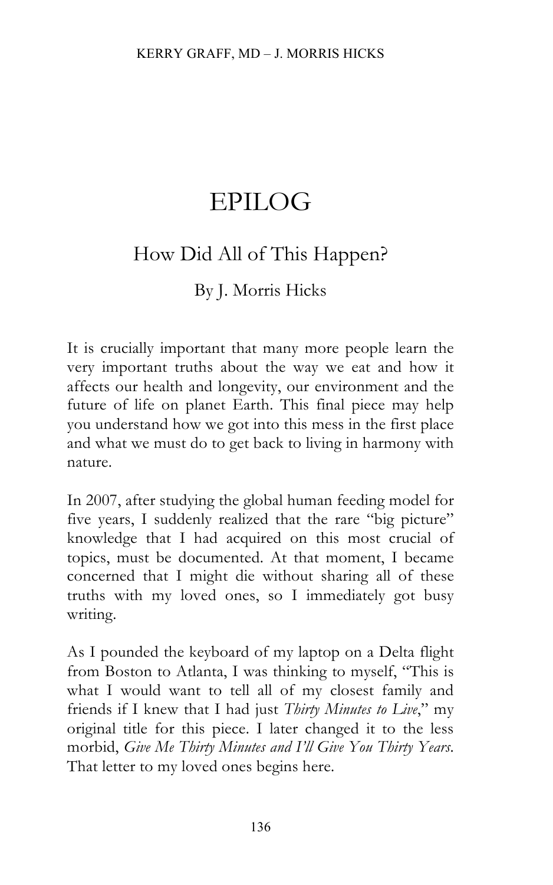# EPILOG

## How Did All of This Happen?

### By J. Morris Hicks

It is crucially important that many more people learn the very important truths about the way we eat and how it affects our health and longevity, our environment and the future of life on planet Earth. This final piece may help you understand how we got into this mess in the first place and what we must do to get back to living in harmony with nature.

In 2007, after studying the global human feeding model for five years, I suddenly realized that the rare "big picture" knowledge that I had acquired on this most crucial of topics, must be documented. At that moment, I became concerned that I might die without sharing all of these truths with my loved ones, so I immediately got busy writing.

As I pounded the keyboard of my laptop on a Delta flight from Boston to Atlanta, I was thinking to myself, "This is what I would want to tell all of my closest family and friends if I knew that I had just *Thirty Minutes to Live*," my original title for this piece. I later changed it to the less morbid, *Give Me Thirty Minutes and I'll Give You Thirty Years*. That letter to my loved ones begins here.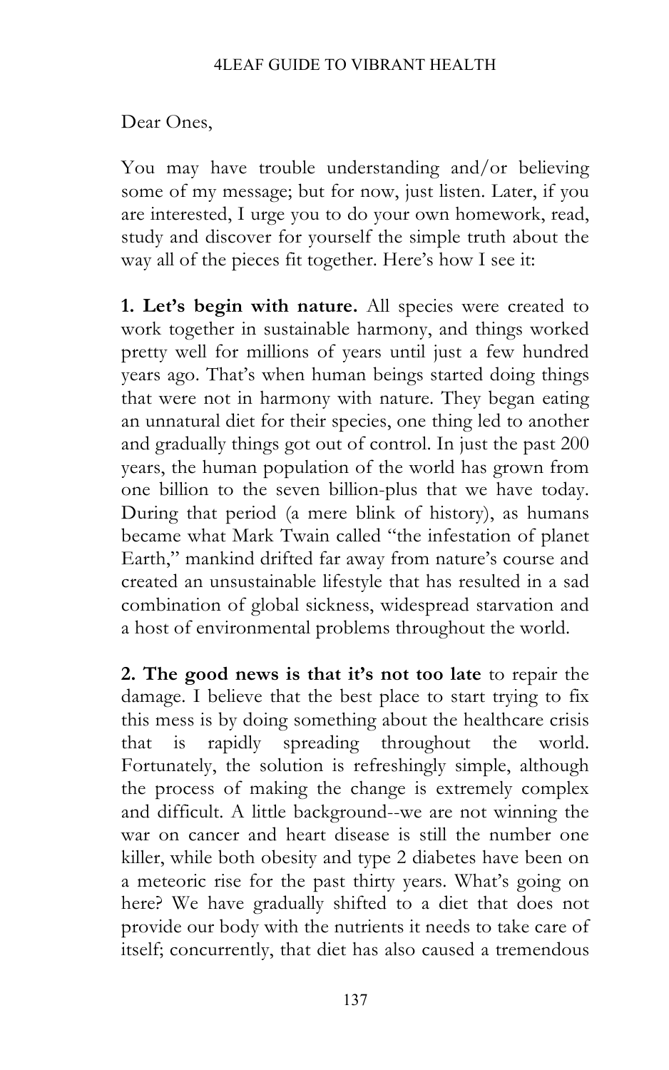Dear Ones,

You may have trouble understanding and/or believing some of my message; but for now, just listen. Later, if you are interested, I urge you to do your own homework, read, study and discover for yourself the simple truth about the way all of the pieces fit together. Here's how I see it:

**1. Let's begin with nature.** All species were created to work together in sustainable harmony, and things worked pretty well for millions of years until just a few hundred years ago. That's when human beings started doing things that were not in harmony with nature. They began eating an unnatural diet for their species, one thing led to another and gradually things got out of control. In just the past 200 years, the human population of the world has grown from one billion to the seven billion-plus that we have today. During that period (a mere blink of history), as humans became what Mark Twain called "the infestation of planet Earth," mankind drifted far away from nature's course and created an unsustainable lifestyle that has resulted in a sad combination of global sickness, widespread starvation and a host of environmental problems throughout the world.

**2. The good news is that it's not too late** to repair the damage. I believe that the best place to start trying to fix this mess is by doing something about the healthcare crisis that is rapidly spreading throughout the world. Fortunately, the solution is refreshingly simple, although the process of making the change is extremely complex and difficult. A little background--we are not winning the war on cancer and heart disease is still the number one killer, while both obesity and type 2 diabetes have been on a meteoric rise for the past thirty years. What's going on here? We have gradually shifted to a diet that does not provide our body with the nutrients it needs to take care of itself; concurrently, that diet has also caused a tremendous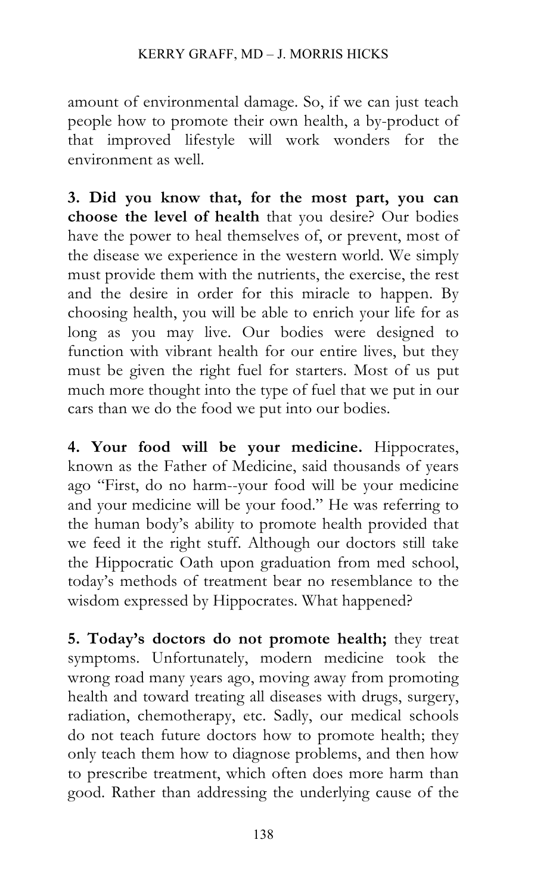amount of environmental damage. So, if we can just teach people how to promote their own health, a by-product of that improved lifestyle will work wonders for the environment as well.

**3. Did you know that, for the most part, you can choose the level of health** that you desire? Our bodies have the power to heal themselves of, or prevent, most of the disease we experience in the western world. We simply must provide them with the nutrients, the exercise, the rest and the desire in order for this miracle to happen. By choosing health, you will be able to enrich your life for as long as you may live. Our bodies were designed to function with vibrant health for our entire lives, but they must be given the right fuel for starters. Most of us put much more thought into the type of fuel that we put in our cars than we do the food we put into our bodies.

**4. Your food will be your medicine.** Hippocrates, known as the Father of Medicine, said thousands of years ago "First, do no harm--your food will be your medicine and your medicine will be your food." He was referring to the human body's ability to promote health provided that we feed it the right stuff. Although our doctors still take the Hippocratic Oath upon graduation from med school, today's methods of treatment bear no resemblance to the wisdom expressed by Hippocrates. What happened?

**5. Today's doctors do not promote health;** they treat symptoms. Unfortunately, modern medicine took the wrong road many years ago, moving away from promoting health and toward treating all diseases with drugs, surgery, radiation, chemotherapy, etc. Sadly, our medical schools do not teach future doctors how to promote health; they only teach them how to diagnose problems, and then how to prescribe treatment, which often does more harm than good. Rather than addressing the underlying cause of the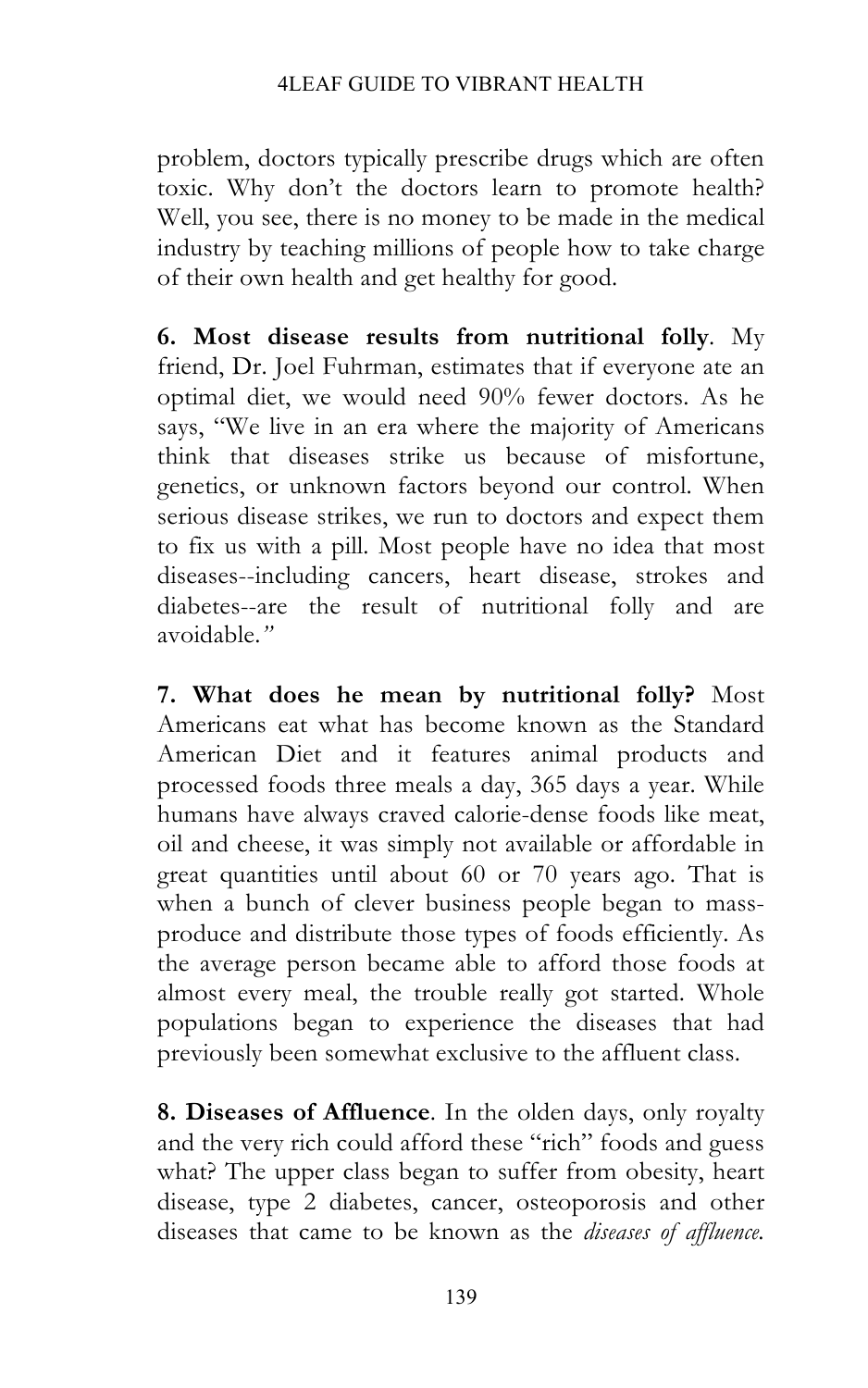problem, doctors typically prescribe drugs which are often toxic. Why don't the doctors learn to promote health? Well, you see, there is no money to be made in the medical industry by teaching millions of people how to take charge of their own health and get healthy for good.

**6. Most disease results from nutritional folly**. My friend, Dr. Joel Fuhrman, estimates that if everyone ate an optimal diet, we would need 90% fewer doctors. As he says, "We live in an era where the majority of Americans think that diseases strike us because of misfortune, genetics, or unknown factors beyond our control. When serious disease strikes, we run to doctors and expect them to fix us with a pill. Most people have no idea that most diseases--including cancers, heart disease, strokes and diabetes--are the result of nutritional folly and are avoidable."

**7. What does he mean by nutritional folly?** Most Americans eat what has become known as the Standard American Diet and it features animal products and processed foods three meals a day, 365 days a year. While humans have always craved calorie-dense foods like meat, oil and cheese, it was simply not available or affordable in great quantities until about 60 or 70 years ago. That is when a bunch of clever business people began to mass-produce and distribute those types of foods efficiently. As the average person became able to afford those foods at almost every meal, the trouble really got started. Whole populations began to experience the diseases that had previously been somewhat exclusive to the affluent class.

**8. Diseases of Affluence**. In the olden days, only royalty and the very rich could afford these "rich" foods and guess what? The upper class began to suffer from obesity, heart disease, type 2 diabetes, cancer, osteoporosis and other diseases that came to be known as the *diseases of affluence.*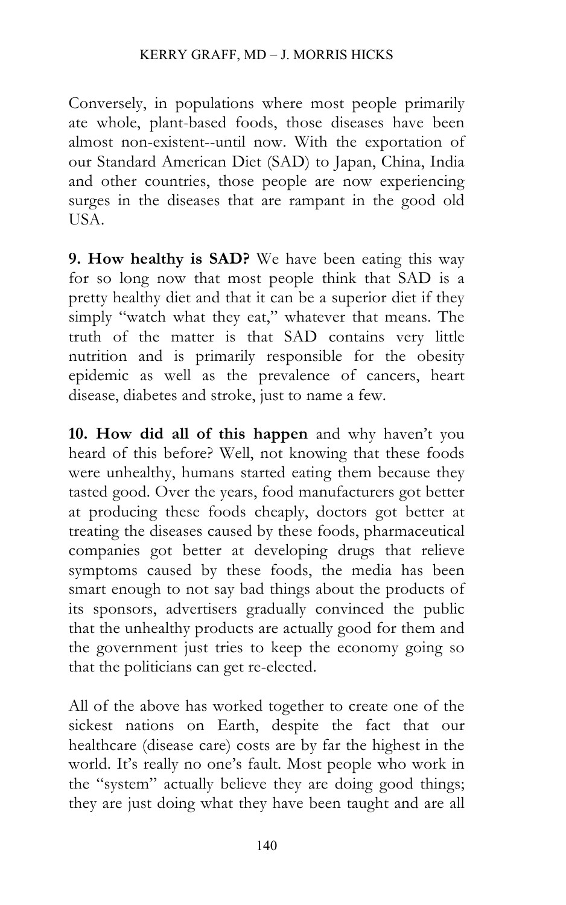Conversely, in populations where most people primarily ate whole, plant-based foods, those diseases have been almost non-existent--until now. With the exportation of our Standard American Diet (SAD) to Japan, China, India and other countries, those people are now experiencing surges in the diseases that are rampant in the good old USA.

**9. How healthy is SAD?** We have been eating this way for so long now that most people think that SAD is a pretty healthy diet and that it can be a superior diet if they simply "watch what they eat," whatever that means. The truth of the matter is that SAD contains very little nutrition and is primarily responsible for the obesity epidemic as well as the prevalence of cancers, heart disease, diabetes and stroke, just to name a few.

**10. How did all of this happen** and why haven't you heard of this before? Well, not knowing that these foods were unhealthy, humans started eating them because they tasted good. Over the years, food manufacturers got better at producing these foods cheaply, doctors got better at treating the diseases caused by these foods, pharmaceutical companies got better at developing drugs that relieve symptoms caused by these foods, the media has been smart enough to not say bad things about the products of its sponsors, advertisers gradually convinced the public that the unhealthy products are actually good for them and the government just tries to keep the economy going so that the politicians can get re-elected.

All of the above has worked together to create one of the sickest nations on Earth, despite the fact that our healthcare (disease care) costs are by far the highest in the world. It's really no one's fault. Most people who work in the "system" actually believe they are doing good things; they are just doing what they have been taught and are all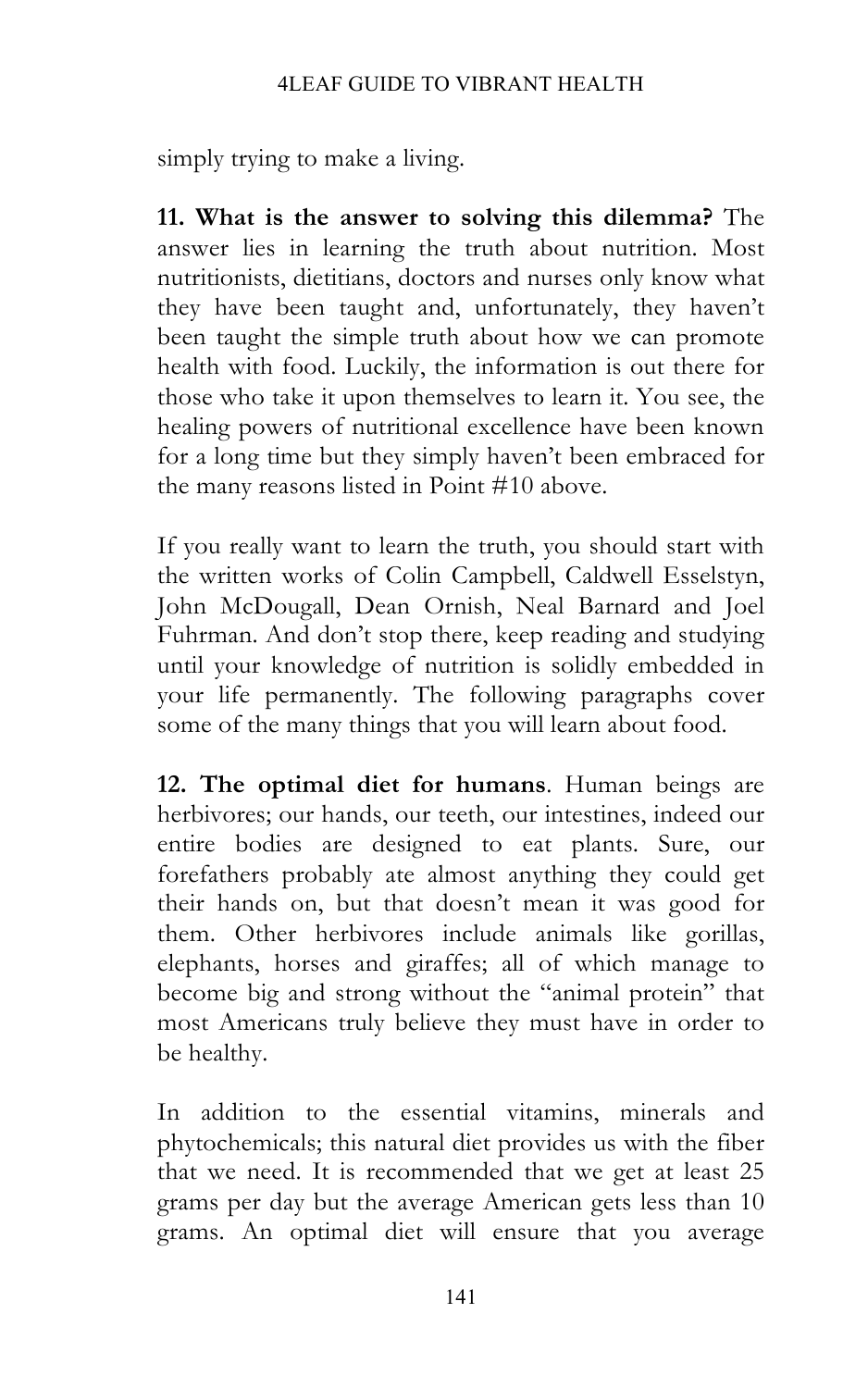simply trying to make a living.

**11. What is the answer to solving this dilemma?** The answer lies in learning the truth about nutrition. Most nutritionists, dietitians, doctors and nurses only know what they have been taught and, unfortunately, they haven't been taught the simple truth about how we can promote health with food. Luckily, the information is out there for those who take it upon themselves to learn it. You see, the healing powers of nutritional excellence have been known for a long time but they simply haven't been embraced for the many reasons listed in Point #10 above.

If you really want to learn the truth, you should start with the written works of Colin Campbell, Caldwell Esselstyn, John McDougall, Dean Ornish, Neal Barnard and Joel Fuhrman. And don't stop there, keep reading and studying until your knowledge of nutrition is solidly embedded in your life permanently. The following paragraphs cover some of the many things that you will learn about food.

**12. The optimal diet for humans**. Human beings are herbivores; our hands, our teeth, our intestines, indeed our entire bodies are designed to eat plants. Sure, our forefathers probably ate almost anything they could get their hands on, but that doesn't mean it was good for them. Other herbivores include animals like gorillas, elephants, horses and giraffes; all of which manage to become big and strong without the "animal protein" that most Americans truly believe they must have in order to be healthy.

In addition to the essential vitamins, minerals and phytochemicals; this natural diet provides us with the fiber that we need. It is recommended that we get at least 25 grams per day but the average American gets less than 10 grams. An optimal diet will ensure that you average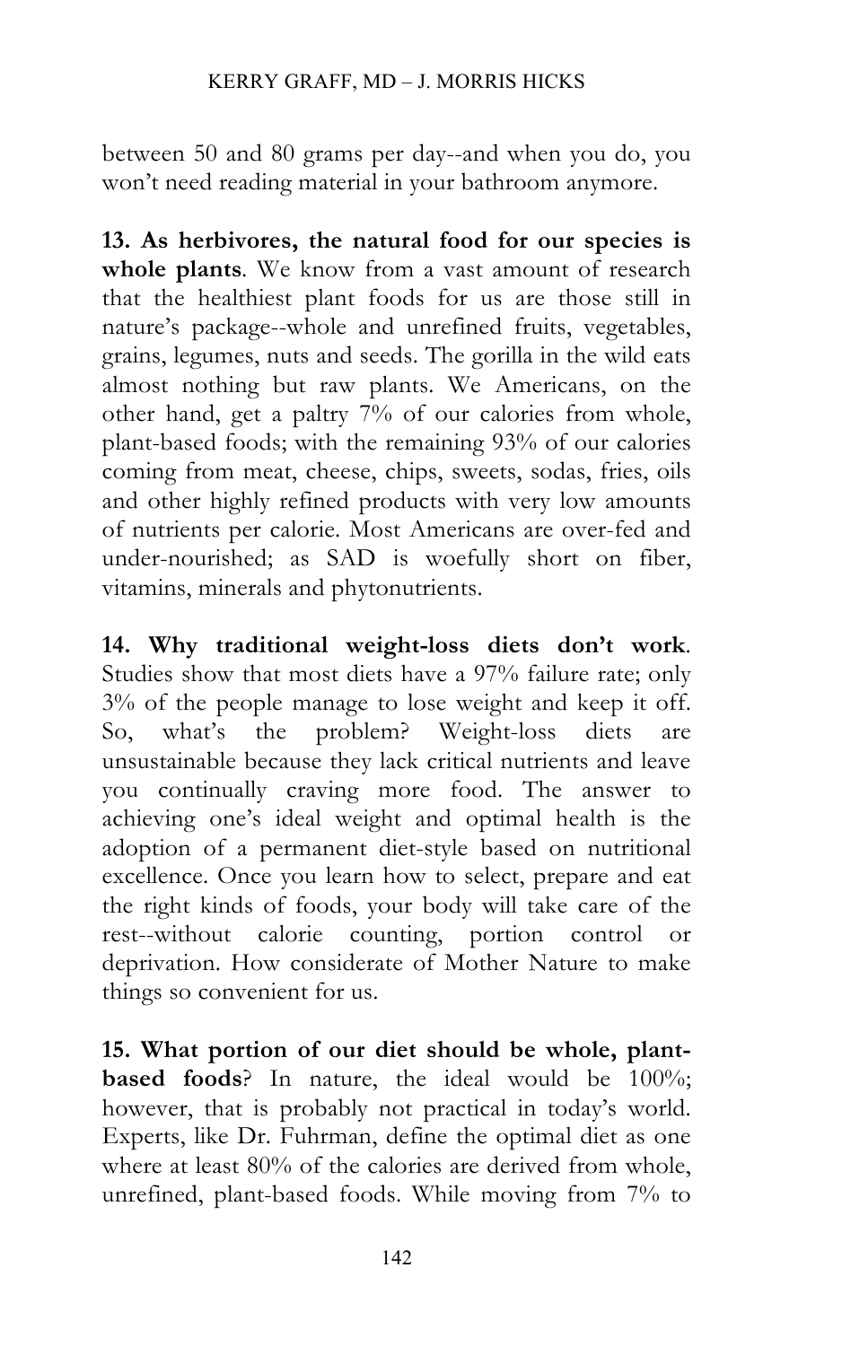between 50 and 80 grams per day--and when you do, you won't need reading material in your bathroom anymore.

**13. As herbivores, the natural food for our species is whole plants**. We know from a vast amount of research that the healthiest plant foods for us are those still in nature's package--whole and unrefined fruits, vegetables, grains, legumes, nuts and seeds. The gorilla in the wild eats almost nothing but raw plants. We Americans, on the other hand, get a paltry 7% of our calories from whole, plant-based foods; with the remaining 93% of our calories coming from meat, cheese, chips, sweets, sodas, fries, oils and other highly refined products with very low amounts of nutrients per calorie. Most Americans are over-fed and under-nourished; as SAD is woefully short on fiber, vitamins, minerals and phytonutrients.

**14. Why traditional weight-loss diets don't work**. Studies show that most diets have a 97% failure rate; only 3% of the people manage to lose weight and keep it off. So, what's the problem? Weight-loss diets are unsustainable because they lack critical nutrients and leave you continually craving more food. The answer to achieving one's ideal weight and optimal health is the adoption of a permanent diet-style based on nutritional excellence. Once you learn how to select, prepare and eat the right kinds of foods, your body will take care of the rest--without calorie counting, portion control or deprivation. How considerate of Mother Nature to make things so convenient for us.

**15. What portion of our diet should be whole, plant-based foods**? In nature, the ideal would be 100%; however, that is probably not practical in today's world. Experts, like Dr. Fuhrman, define the optimal diet as one where at least 80% of the calories are derived from whole, unrefined, plant-based foods. While moving from 7% to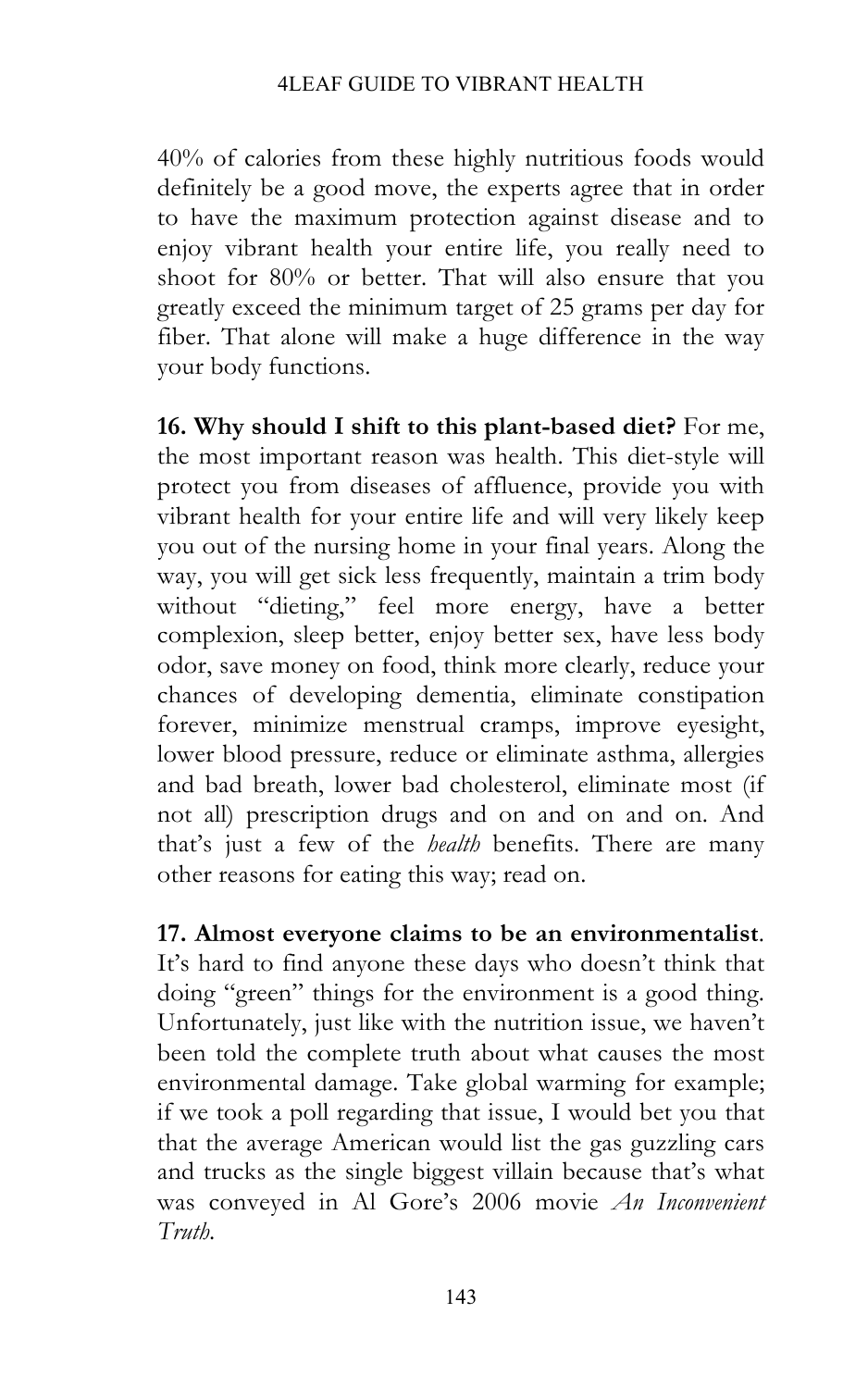40% of calories from these highly nutritious foods would definitely be a good move, the experts agree that in order to have the maximum protection against disease and to enjoy vibrant health your entire life, you really need to shoot for 80% or better. That will also ensure that you greatly exceed the minimum target of 25 grams per day for fiber. That alone will make a huge difference in the way your body functions.

**16. Why should I shift to this plant-based diet?** For me, the most important reason was health. This diet-style will protect you from diseases of affluence, provide you with vibrant health for your entire life and will very likely keep you out of the nursing home in your final years. Along the way, you will get sick less frequently, maintain a trim body without "dieting," feel more energy, have a better complexion, sleep better, enjoy better sex, have less body odor, save money on food, think more clearly, reduce your chances of developing dementia, eliminate constipation forever, minimize menstrual cramps, improve eyesight, lower blood pressure, reduce or eliminate asthma, allergies and bad breath, lower bad cholesterol, eliminate most (if not all) prescription drugs and on and on and on. And that's just a few of the *health* benefits. There are many other reasons for eating this way; read on.

**17. Almost everyone claims to be an environmentalist**. It's hard to find anyone these days who doesn't think that doing "green" things for the environment is a good thing. Unfortunately, just like with the nutrition issue, we haven't been told the complete truth about what causes the most environmental damage. Take global warming for example; if we took a poll regarding that issue, I would bet you that that the average American would list the gas guzzling cars and trucks as the single biggest villain because that's what was conveyed in Al Gore's 2006 movie *An Inconvenient Truth.*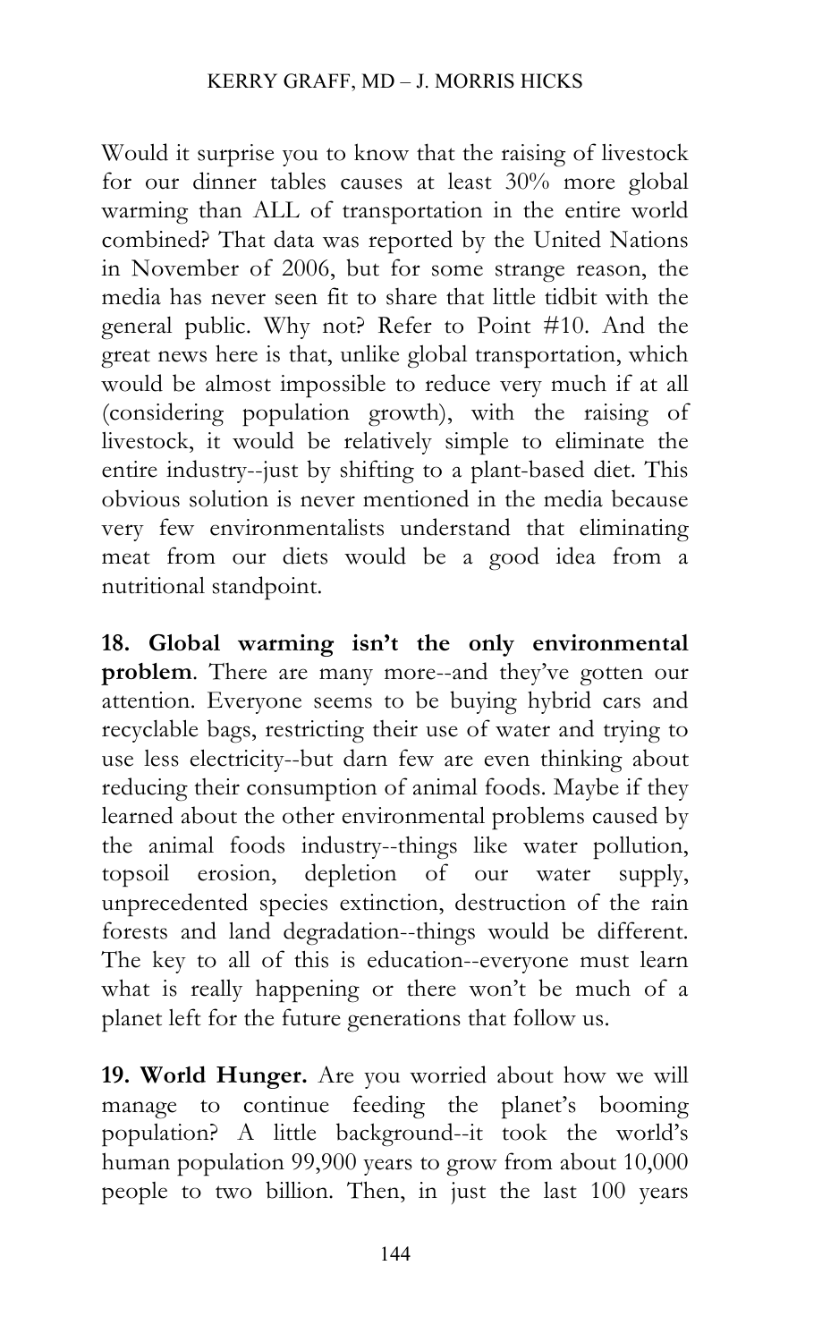Would it surprise you to know that the raising of livestock for our dinner tables causes at least 30% more global warming than ALL of transportation in the entire world combined? That data was reported by the United Nations in November of 2006, but for some strange reason, the media has never seen fit to share that little tidbit with the general public. Why not? Refer to Point #10. And the great news here is that, unlike global transportation, which would be almost impossible to reduce very much if at all (considering population growth), with the raising of livestock, it would be relatively simple to eliminate the entire industry--just by shifting to a plant-based diet. This obvious solution is never mentioned in the media because very few environmentalists understand that eliminating meat from our diets would be a good idea from a nutritional standpoint.

**18. Global warming isn't the only environmental problem**. There are many more--and they've gotten our attention. Everyone seems to be buying hybrid cars and recyclable bags, restricting their use of water and trying to use less electricity--but darn few are even thinking about reducing their consumption of animal foods. Maybe if they learned about the other environmental problems caused by the animal foods industry--things like water pollution, topsoil erosion, depletion of our water supply, unprecedented species extinction, destruction of the rain forests and land degradation--things would be different. The key to all of this is education--everyone must learn what is really happening or there won't be much of a planet left for the future generations that follow us.

**19. World Hunger.** Are you worried about how we will manage to continue feeding the planet's booming population? A little background--it took the world's human population 99,900 years to grow from about 10,000 people to two billion. Then, in just the last 100 years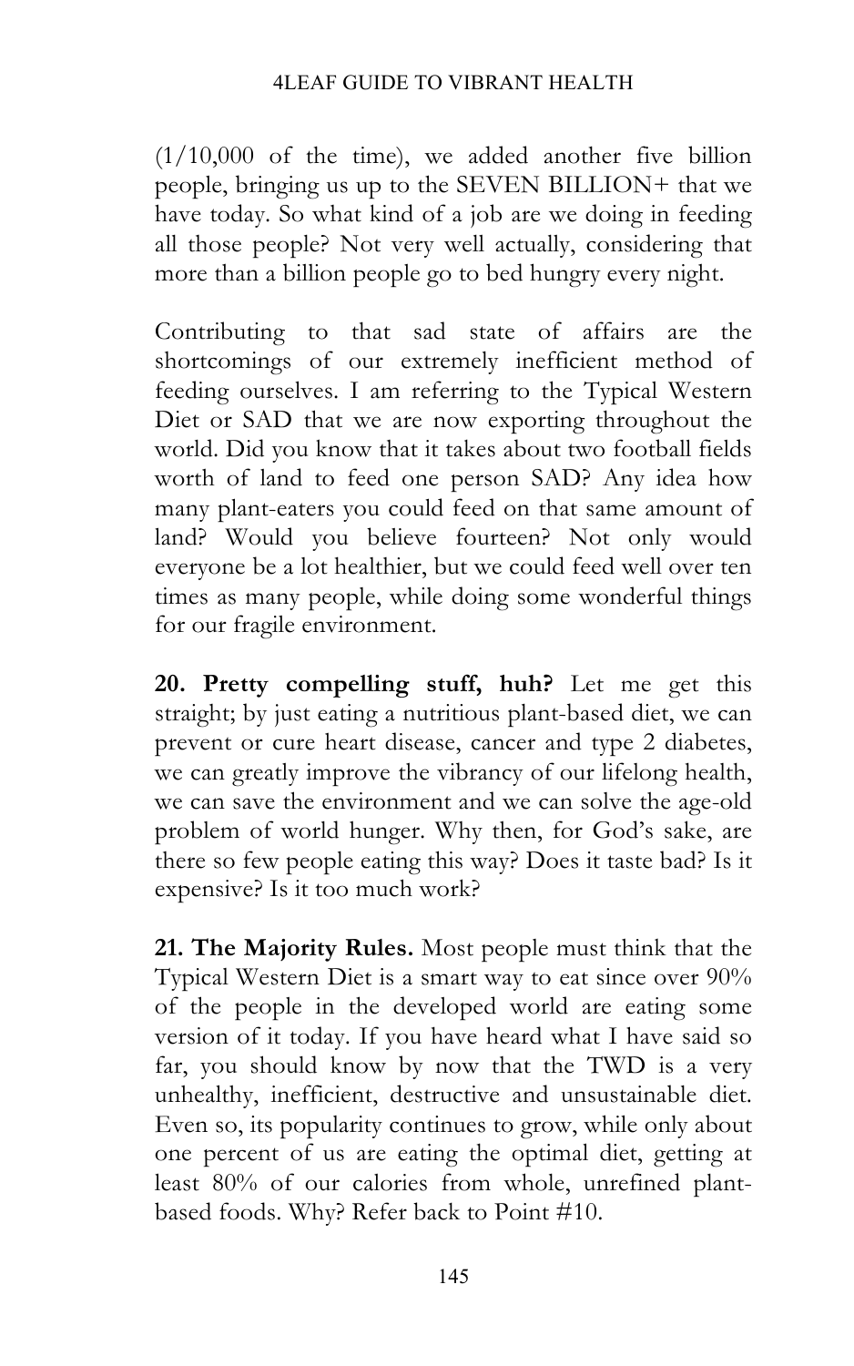(1/10,000 of the time), we added another five billion people, bringing us up to the SEVEN BILLION+ that we have today. So what kind of a job are we doing in feeding all those people? Not very well actually, considering that more than a billion people go to bed hungry every night.

Contributing to that sad state of affairs are the shortcomings of our extremely inefficient method of feeding ourselves. I am referring to the Typical Western Diet or SAD that we are now exporting throughout the world. Did you know that it takes about two football fields worth of land to feed one person SAD? Any idea how many plant-eaters you could feed on that same amount of land? Would you believe fourteen? Not only would everyone be a lot healthier, but we could feed well over ten times as many people, while doing some wonderful things for our fragile environment.

**20. Pretty compelling stuff, huh?** Let me get this straight; by just eating a nutritious plant-based diet, we can prevent or cure heart disease, cancer and type 2 diabetes, we can greatly improve the vibrancy of our lifelong health, we can save the environment and we can solve the age-old problem of world hunger. Why then, for God's sake, are there so few people eating this way? Does it taste bad? Is it expensive? Is it too much work?

**21. The Majority Rules.** Most people must think that the Typical Western Diet is a smart way to eat since over 90% of the people in the developed world are eating some version of it today. If you have heard what I have said so far, you should know by now that the TWD is a very unhealthy, inefficient, destructive and unsustainable diet. Even so, its popularity continues to grow, while only about one percent of us are eating the optimal diet, getting at least 80% of our calories from whole, unrefined plant-based foods. Why? Refer back to Point #10.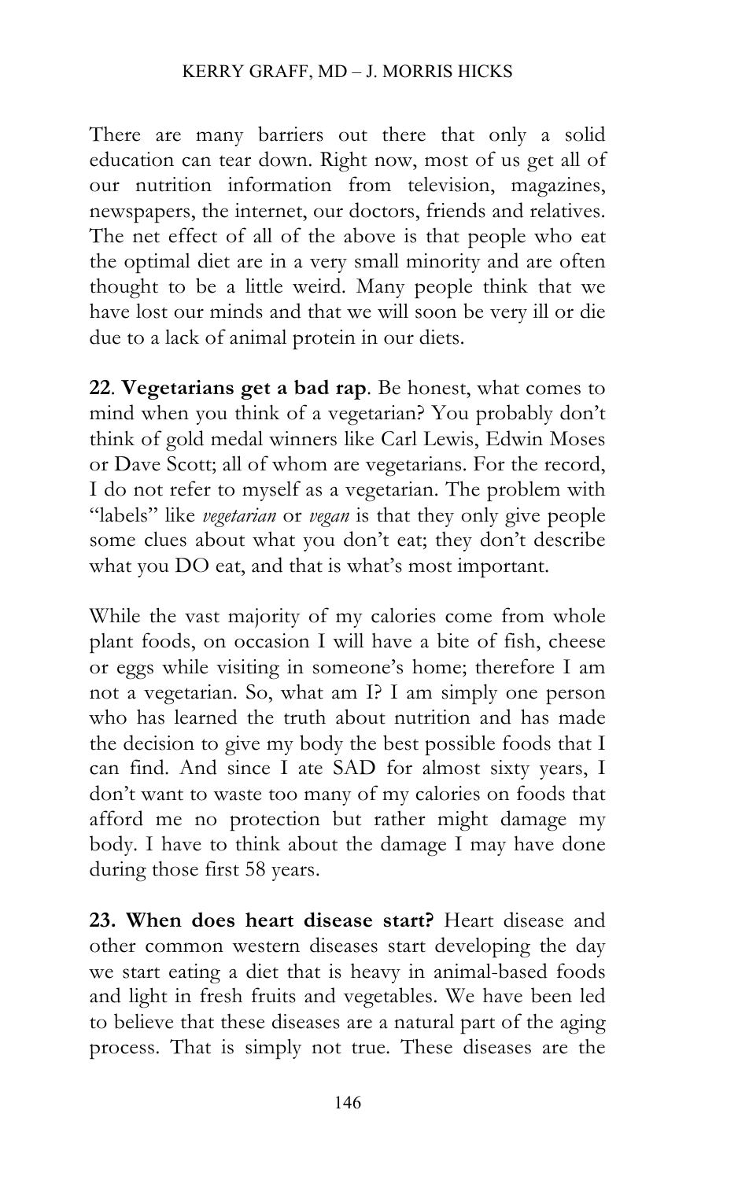There are many barriers out there that only a solid education can tear down. Right now, most of us get all of our nutrition information from television, magazines, newspapers, the internet, our doctors, friends and relatives. The net effect of all of the above is that people who eat the optimal diet are in a very small minority and are often thought to be a little weird. Many people think that we have lost our minds and that we will soon be very ill or die due to a lack of animal protein in our diets.

**22**. **Vegetarians get a bad rap**. Be honest, what comes to mind when you think of a vegetarian? You probably don't think of gold medal winners like Carl Lewis, Edwin Moses or Dave Scott; all of whom are vegetarians. For the record, I do not refer to myself as a vegetarian. The problem with "labels" like *vegetarian* or *vegan* is that they only give people some clues about what you don't eat; they don't describe what you DO eat, and that is what's most important.

While the vast majority of my calories come from whole plant foods, on occasion I will have a bite of fish, cheese or eggs while visiting in someone's home; therefore I am not a vegetarian. So, what am I? I am simply one person who has learned the truth about nutrition and has made the decision to give my body the best possible foods that I can find. And since I ate SAD for almost sixty years, I don't want to waste too many of my calories on foods that afford me no protection but rather might damage my body. I have to think about the damage I may have done during those first 58 years.

**23. When does heart disease start?** Heart disease and other common western diseases start developing the day we start eating a diet that is heavy in animal-based foods and light in fresh fruits and vegetables. We have been led to believe that these diseases are a natural part of the aging process. That is simply not true. These diseases are the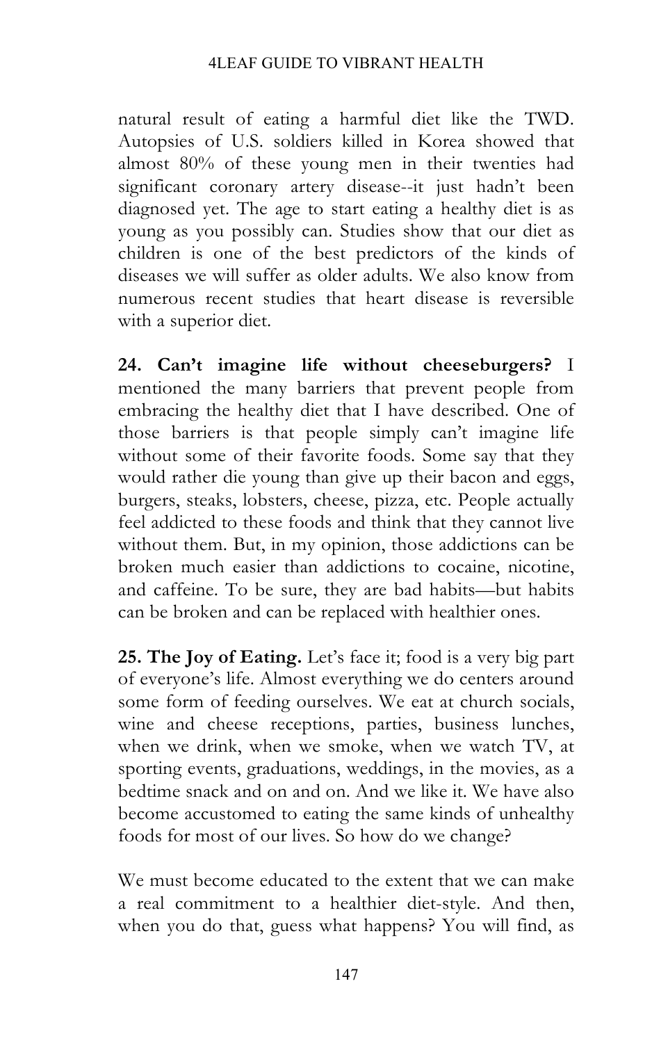natural result of eating a harmful diet like the TWD. Autopsies of U.S. soldiers killed in Korea showed that almost 80% of these young men in their twenties had significant coronary artery disease--it just hadn't been diagnosed yet. The age to start eating a healthy diet is as young as you possibly can. Studies show that our diet as children is one of the best predictors of the kinds of diseases we will suffer as older adults. We also know from numerous recent studies that heart disease is reversible with a superior diet.

**24. Can't imagine life without cheeseburgers?** I mentioned the many barriers that prevent people from embracing the healthy diet that I have described. One of those barriers is that people simply can't imagine life without some of their favorite foods. Some say that they would rather die young than give up their bacon and eggs, burgers, steaks, lobsters, cheese, pizza, etc. People actually feel addicted to these foods and think that they cannot live without them. But, in my opinion, those addictions can be broken much easier than addictions to cocaine, nicotine, and caffeine. To be sure, they are bad habits—but habits can be broken and can be replaced with healthier ones.

**25. The Joy of Eating.** Let's face it; food is a very big part of everyone's life. Almost everything we do centers around some form of feeding ourselves. We eat at church socials, wine and cheese receptions, parties, business lunches, when we drink, when we smoke, when we watch TV, at sporting events, graduations, weddings, in the movies, as a bedtime snack and on and on. And we like it. We have also become accustomed to eating the same kinds of unhealthy foods for most of our lives. So how do we change?

We must become educated to the extent that we can make a real commitment to a healthier diet-style. And then, when you do that, guess what happens? You will find, as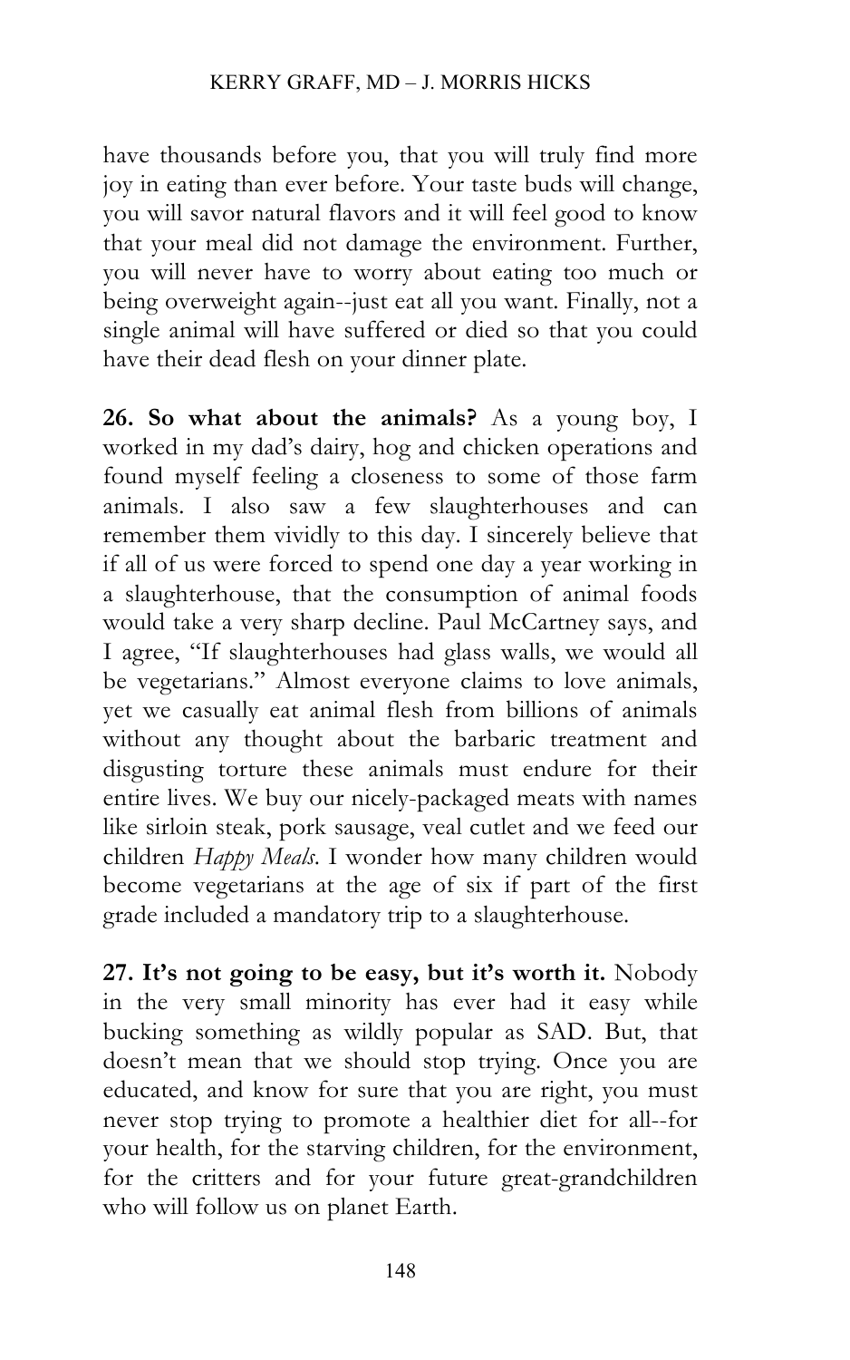have thousands before you, that you will truly find more joy in eating than ever before. Your taste buds will change, you will savor natural flavors and it will feel good to know that your meal did not damage the environment. Further, you will never have to worry about eating too much or being overweight again--just eat all you want. Finally, not a single animal will have suffered or died so that you could have their dead flesh on your dinner plate.

**26. So what about the animals?** As a young boy, I worked in my dad's dairy, hog and chicken operations and found myself feeling a closeness to some of those farm animals. I also saw a few slaughterhouses and can remember them vividly to this day. I sincerely believe that if all of us were forced to spend one day a year working in a slaughterhouse, that the consumption of animal foods would take a very sharp decline. Paul McCartney says, and I agree, "If slaughterhouses had glass walls, we would all be vegetarians." Almost everyone claims to love animals, yet we casually eat animal flesh from billions of animals without any thought about the barbaric treatment and disgusting torture these animals must endure for their entire lives. We buy our nicely-packaged meats with names like sirloin steak, pork sausage, veal cutlet and we feed our children *Happy Meals*. I wonder how many children would become vegetarians at the age of six if part of the first grade included a mandatory trip to a slaughterhouse.

**27. It's not going to be easy, but it's worth it.** Nobody in the very small minority has ever had it easy while bucking something as wildly popular as SAD. But, that doesn't mean that we should stop trying. Once you are educated, and know for sure that you are right, you must never stop trying to promote a healthier diet for all--for your health, for the starving children, for the environment, for the critters and for your future great-grandchildren who will follow us on planet Earth.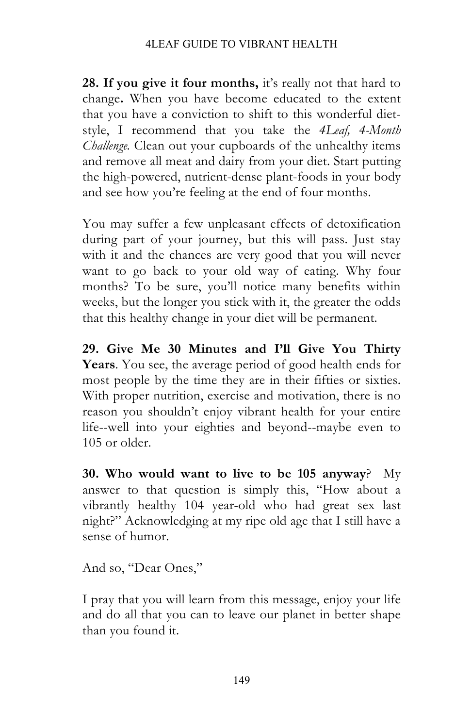**28. If you give it four months,** it's really not that hard to change**.** When you have become educated to the extent that you have a conviction to shift to this wonderful diet-style, I recommend that you take the *4Leaf, 4-Month Challenge*. Clean out your cupboards of the unhealthy items and remove all meat and dairy from your diet. Start putting the high-powered, nutrient-dense plant-foods in your body and see how you're feeling at the end of four months.

You may suffer a few unpleasant effects of detoxification during part of your journey, but this will pass. Just stay with it and the chances are very good that you will never want to go back to your old way of eating. Why four months? To be sure, you'll notice many benefits within weeks, but the longer you stick with it, the greater the odds that this healthy change in your diet will be permanent.

**29. Give Me 30 Minutes and I'll Give You Thirty Years**. You see, the average period of good health ends for most people by the time they are in their fifties or sixties. With proper nutrition, exercise and motivation, there is no reason you shouldn't enjoy vibrant health for your entire life--well into your eighties and beyond--maybe even to 105 or older.

**30. Who would want to live to be 105 anyway**? My answer to that question is simply this, "How about a vibrantly healthy 104 year-old who had great sex last night?" Acknowledging at my ripe old age that I still have a sense of humor.

And so, "Dear Ones,"

I pray that you will learn from this message, enjoy your life and do all that you can to leave our planet in better shape than you found it.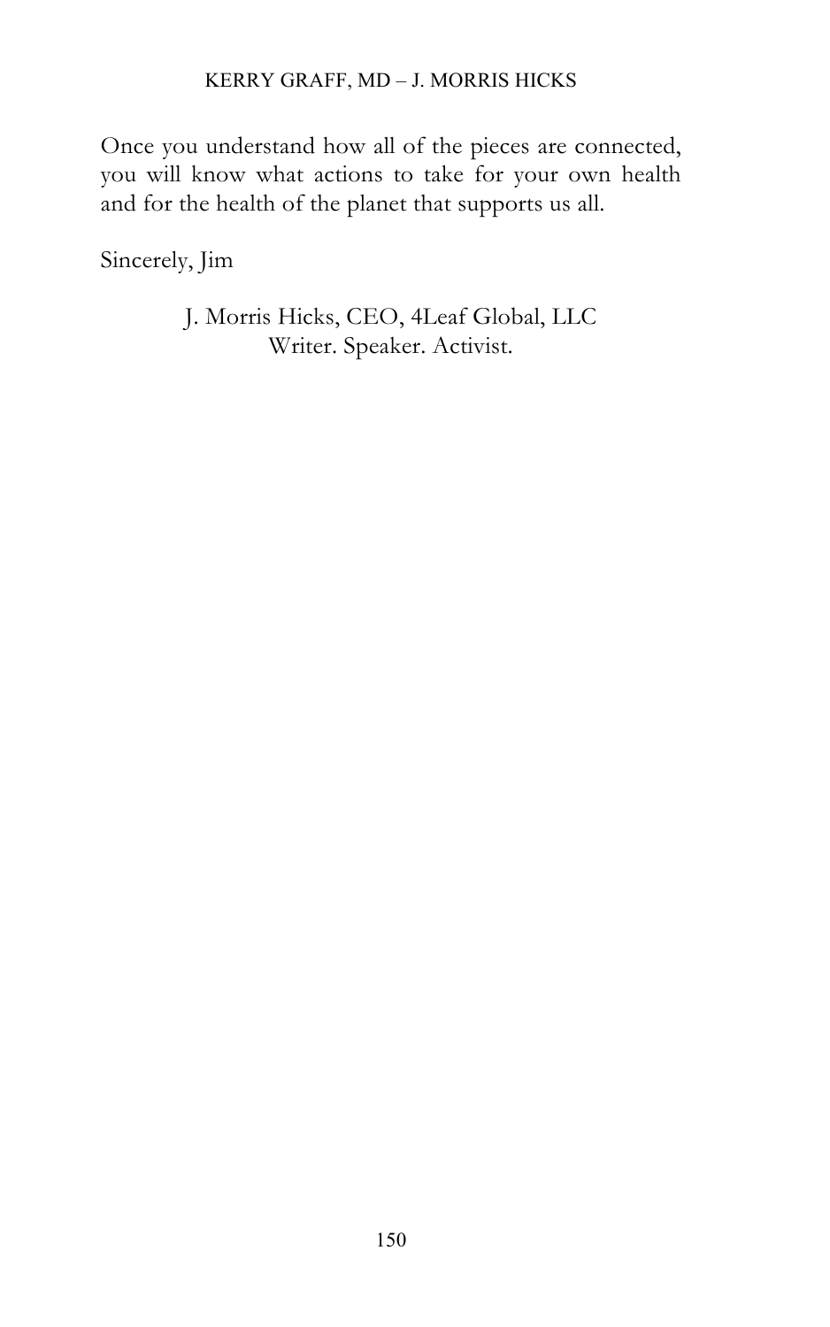Once you understand how all of the pieces are connected, you will know what actions to take for your own health and for the health of the planet that supports us all.

Sincerely, Jim

J. Morris Hicks, CEO, 4Leaf Global, LLC
Writer. Speaker. Activist.